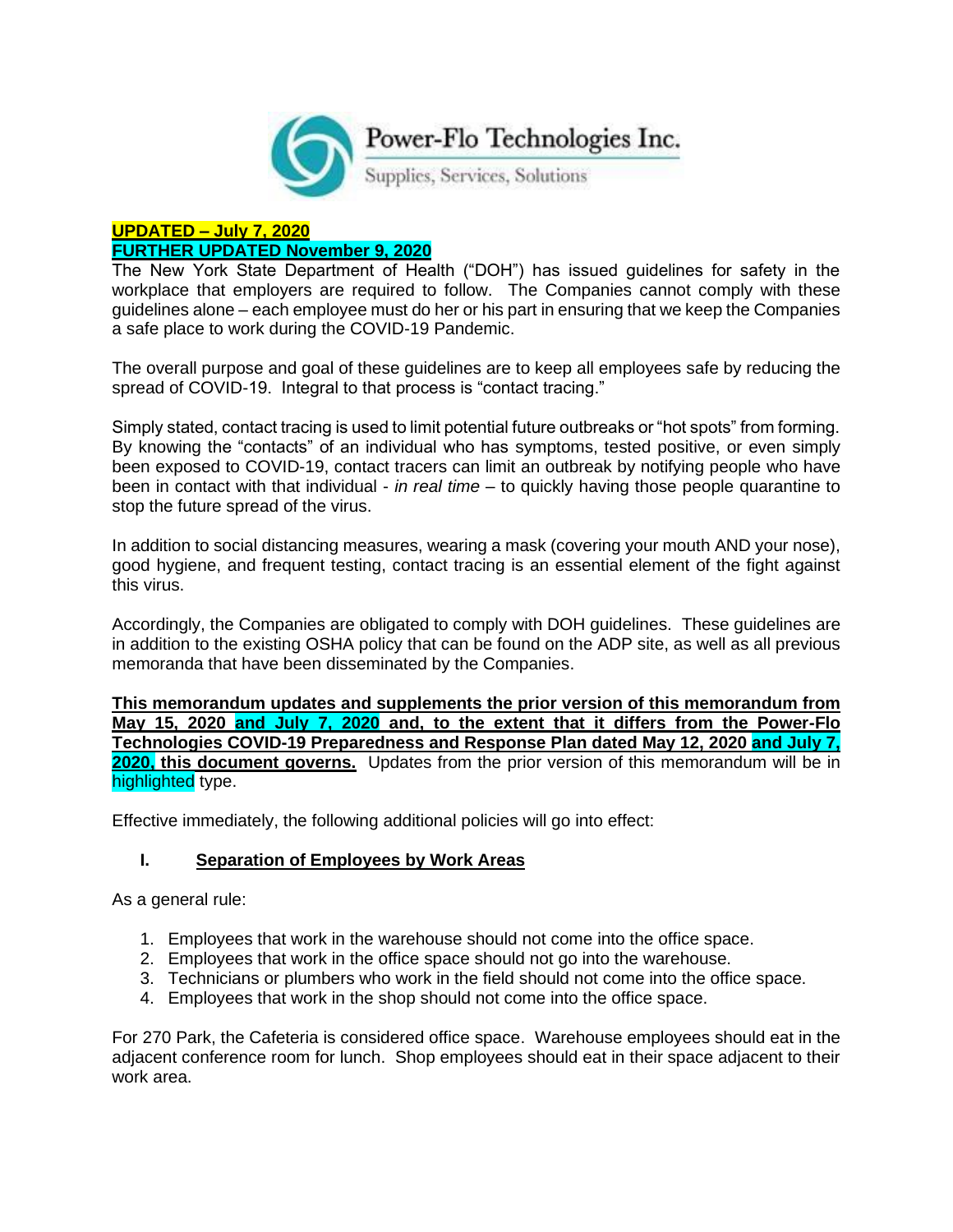Power-Flo Technologies Inc.

Supplies, Services, Solutions

**UPDATED – July 7, 2020**

**FURTHER UPDATED November 9, 2020**

The New York State Department of Health ("DOH") has issued guidelines for safety in the workplace that employers are required to follow. The Companies cannot comply with these guidelines alone – each employee must do her or his part in ensuring that we keep the Companies a safe place to work during the COVID-19 Pandemic.

The overall purpose and goal of these guidelines are to keep all employees safe by reducing the spread of COVID-19. Integral to that process is "contact tracing."

Simply stated, contact tracing is used to limit potential future outbreaks or "hot spots" from forming. By knowing the "contacts" of an individual who has symptoms, tested positive, or even simply been exposed to COVID-19, contact tracers can limit an outbreak by notifying people who have been in contact with that individual - *in real time* – to quickly having those people quarantine to stop the future spread of the virus.

In addition to social distancing measures, wearing a mask (covering your mouth AND your nose), good hygiene, and frequent testing, contact tracing is an essential element of the fight against this virus.

Accordingly, the Companies are obligated to comply with DOH guidelines. These guidelines are in addition to the existing OSHA policy that can be found on the ADP site, as well as all previous memoranda that have been disseminated by the Companies.

**This memorandum updates and supplements the prior version of this memorandum from May 15, 2020 and July 7, 2020 and, to the extent that it differs from the Power-Flo Technologies COVID-19 Preparedness and Response Plan dated May 12, 2020 and July 7, 2020, this document governs.** Updates from the prior version of this memorandum will be in highlighted type.

Effective immediately, the following additional policies will go into effect:

## I. Separation of Employees by Work Areas

As a general rule:

1. Employees that work in the warehouse should not come into the office space.
2. Employees that work in the office space should not go into the warehouse.
3. Technicians or plumbers who work in the field should not come into the office space.
4. Employees that work in the shop should not come into the office space.

For 270 Park, the Cafeteria is considered office space. Warehouse employees should eat in the adjacent conference room for lunch. Shop employees should eat in their space adjacent to their work area.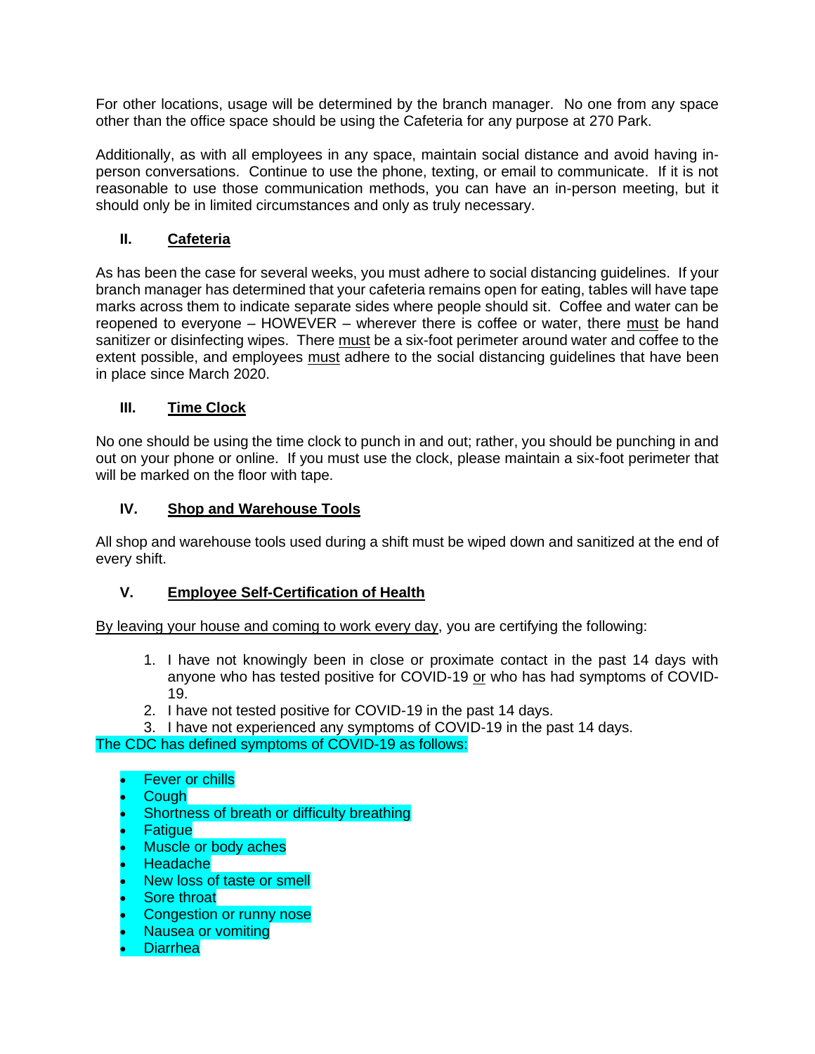For other locations, usage will be determined by the branch manager. No one from any space other than the office space should be using the Cafeteria for any purpose at 270 Park.

Additionally, as with all employees in any space, maintain social distance and avoid having in-person conversations. Continue to use the phone, texting, or email to communicate. If it is not reasonable to use those communication methods, you can have an in-person meeting, but it should only be in limited circumstances and only as truly necessary.

## II. Cafeteria

As has been the case for several weeks, you must adhere to social distancing guidelines. If your branch manager has determined that your cafeteria remains open for eating, tables will have tape marks across them to indicate separate sides where people should sit. Coffee and water can be reopened to everyone – HOWEVER – wherever there is coffee or water, there must be hand sanitizer or disinfecting wipes. There must be a six-foot perimeter around water and coffee to the extent possible, and employees must adhere to the social distancing guidelines that have been in place since March 2020.

## III. Time Clock

No one should be using the time clock to punch in and out; rather, you should be punching in and out on your phone or online. If you must use the clock, please maintain a six-foot perimeter that will be marked on the floor with tape.

## IV. Shop and Warehouse Tools

All shop and warehouse tools used during a shift must be wiped down and sanitized at the end of every shift.

## V. Employee Self-Certification of Health

By leaving your house and coming to work every day, you are certifying the following:

1. I have not knowingly been in close or proximate contact in the past 14 days with anyone who has tested positive for COVID-19 or who has had symptoms of COVID-19.
2. I have not tested positive for COVID-19 in the past 14 days.
3. I have not experienced any symptoms of COVID-19 in the past 14 days.

The CDC has defined symptoms of COVID-19 as follows:

- Fever or chills
- Cough
- Shortness of breath or difficulty breathing
- Fatigue
- Muscle or body aches
- Headache
- New loss of taste or smell
- Sore throat
- Congestion or runny nose
- Nausea or vomiting
- Diarrhea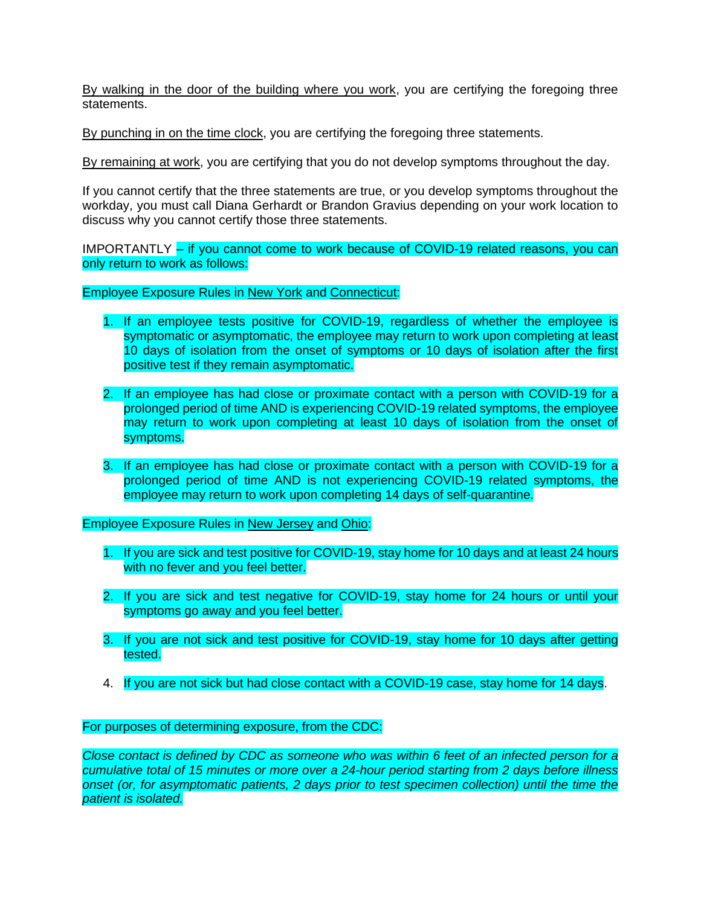By walking in the door of the building where you work, you are certifying the foregoing three statements.

By punching in on the time clock, you are certifying the foregoing three statements.

By remaining at work, you are certifying that you do not develop symptoms throughout the day.

If you cannot certify that the three statements are true, or you develop symptoms throughout the workday, you must call Diana Gerhardt or Brandon Gravius depending on your work location to discuss why you cannot certify those three statements.

IMPORTANTLY – if you cannot come to work because of COVID-19 related reasons, you can only return to work as follows:

Employee Exposure Rules in New York and Connecticut:

1. If an employee tests positive for COVID-19, regardless of whether the employee is symptomatic or asymptomatic, the employee may return to work upon completing at least 10 days of isolation from the onset of symptoms or 10 days of isolation after the first positive test if they remain asymptomatic.

2. If an employee has had close or proximate contact with a person with COVID-19 for a prolonged period of time AND is experiencing COVID-19 related symptoms, the employee may return to work upon completing at least 10 days of isolation from the onset of symptoms.

3. If an employee has had close or proximate contact with a person with COVID-19 for a prolonged period of time AND is not experiencing COVID-19 related symptoms, the employee may return to work upon completing 14 days of self-quarantine.

Employee Exposure Rules in New Jersey and Ohio:

1. If you are sick and test positive for COVID-19, stay home for 10 days and at least 24 hours with no fever and you feel better.

2. If you are sick and test negative for COVID-19, stay home for 24 hours or until your symptoms go away and you feel better.

3. If you are not sick and test positive for COVID-19, stay home for 10 days after getting tested.

4. If you are not sick but had close contact with a COVID-19 case, stay home for 14 days.

For purposes of determining exposure, from the CDC:

*Close contact is defined by CDC as someone who was within 6 feet of an infected person for a cumulative total of 15 minutes or more over a 24-hour period starting from 2 days before illness onset (or, for asymptomatic patients, 2 days prior to test specimen collection) until the time the patient is isolated.*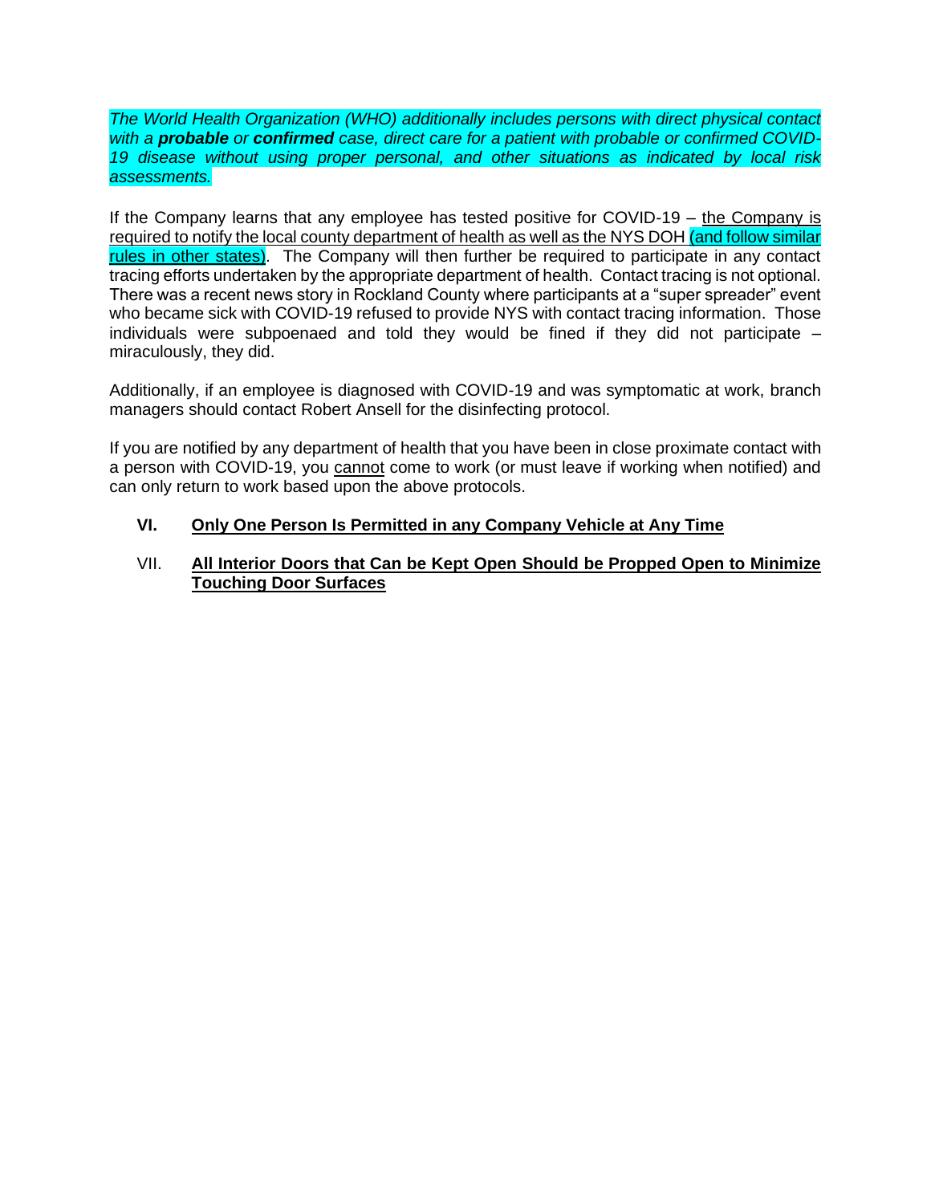*The World Health Organization (WHO) additionally includes persons with direct physical contact with a **probable** or **confirmed** case, direct care for a patient with probable or confirmed COVID-19 disease without using proper personal, and other situations as indicated by local risk assessments.*

If the Company learns that any employee has tested positive for COVID-19 – <u>the Company is required to notify the local county department of health as well as the NYS DOH (and follow similar rules in other states)</u>. The Company will then further be required to participate in any contact tracing efforts undertaken by the appropriate department of health. Contact tracing is not optional. There was a recent news story in Rockland County where participants at a "super spreader" event who became sick with COVID-19 refused to provide NYS with contact tracing information. Those individuals were subpoenaed and told they would be fined if they did not participate – miraculously, they did.

Additionally, if an employee is diagnosed with COVID-19 and was symptomatic at work, branch managers should contact Robert Ansell for the disinfecting protocol.

If you are notified by any department of health that you have been in close proximate contact with a person with COVID-19, you <u>cannot</u> come to work (or must leave if working when notified) and can only return to work based upon the above protocols.

## VI. <u>Only One Person Is Permitted in any Company Vehicle at Any Time</u>

## VII. <u>All Interior Doors that Can be Kept Open Should be Propped Open to Minimize Touching Door Surfaces</u>